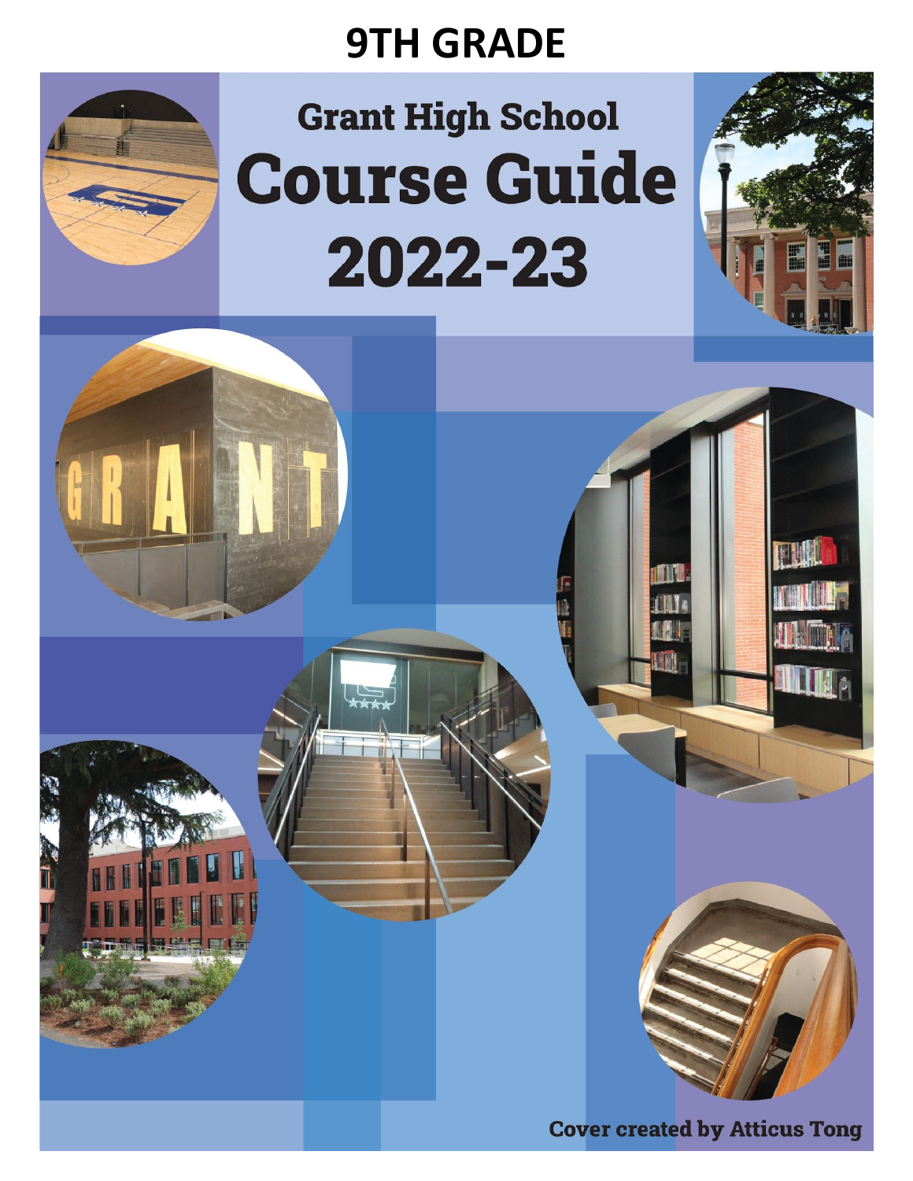# 9TH GRADE

## Grant High School

# Course Guide 2022-23

Cover created by Atticus Tong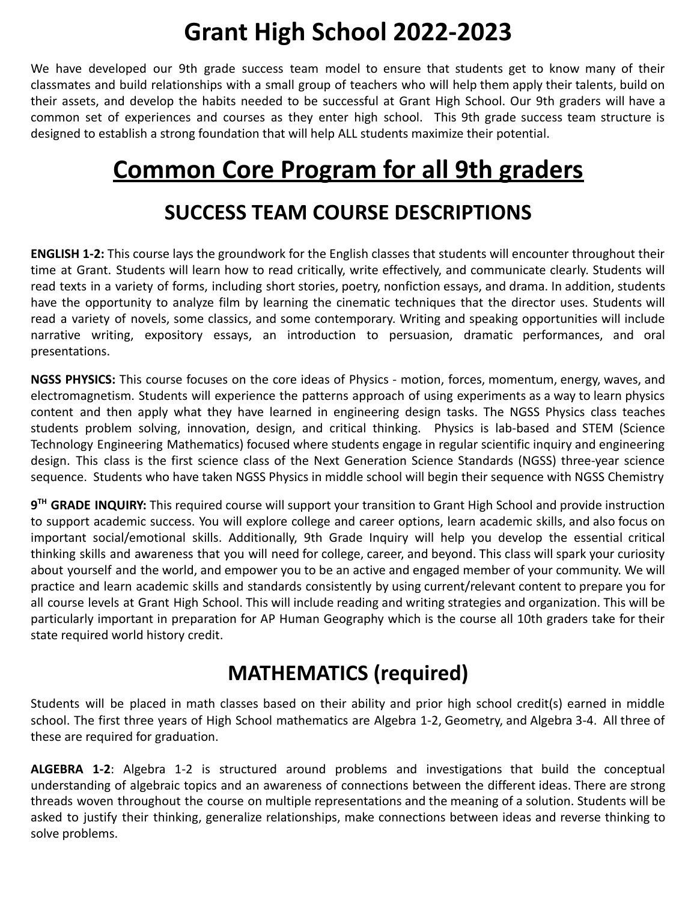# Grant High School 2022-2023

We have developed our 9th grade success team model to ensure that students get to know many of their classmates and build relationships with a small group of teachers who will help them apply their talents, build on their assets, and develop the habits needed to be successful at Grant High School. Our 9th graders will have a common set of experiences and courses as they enter high school. This 9th grade success team structure is designed to establish a strong foundation that will help ALL students maximize their potential.

# Common Core Program for all 9th graders

## SUCCESS TEAM COURSE DESCRIPTIONS

**ENGLISH 1-2:** This course lays the groundwork for the English classes that students will encounter throughout their time at Grant. Students will learn how to read critically, write effectively, and communicate clearly. Students will read texts in a variety of forms, including short stories, poetry, nonfiction essays, and drama. In addition, students have the opportunity to analyze film by learning the cinematic techniques that the director uses. Students will read a variety of novels, some classics, and some contemporary. Writing and speaking opportunities will include narrative writing, expository essays, an introduction to persuasion, dramatic performances, and oral presentations.

**NGSS PHYSICS:** This course focuses on the core ideas of Physics - motion, forces, momentum, energy, waves, and electromagnetism. Students will experience the patterns approach of using experiments as a way to learn physics content and then apply what they have learned in engineering design tasks. The NGSS Physics class teaches students problem solving, innovation, design, and critical thinking. Physics is lab-based and STEM (Science Technology Engineering Mathematics) focused where students engage in regular scientific inquiry and engineering design. This class is the first science class of the Next Generation Science Standards (NGSS) three-year science sequence. Students who have taken NGSS Physics in middle school will begin their sequence with NGSS Chemistry

**9TH GRADE INQUIRY:** This required course will support your transition to Grant High School and provide instruction to support academic success. You will explore college and career options, learn academic skills, and also focus on important social/emotional skills. Additionally, 9th Grade Inquiry will help you develop the essential critical thinking skills and awareness that you will need for college, career, and beyond. This class will spark your curiosity about yourself and the world, and empower you to be an active and engaged member of your community. We will practice and learn academic skills and standards consistently by using current/relevant content to prepare you for all course levels at Grant High School. This will include reading and writing strategies and organization. This will be particularly important in preparation for AP Human Geography which is the course all 10th graders take for their state required world history credit.

## MATHEMATICS (required)

Students will be placed in math classes based on their ability and prior high school credit(s) earned in middle school. The first three years of High School mathematics are Algebra 1-2, Geometry, and Algebra 3-4. All three of these are required for graduation.

**ALGEBRA 1-2**: Algebra 1-2 is structured around problems and investigations that build the conceptual understanding of algebraic topics and an awareness of connections between the different ideas. There are strong threads woven throughout the course on multiple representations and the meaning of a solution. Students will be asked to justify their thinking, generalize relationships, make connections between ideas and reverse thinking to solve problems.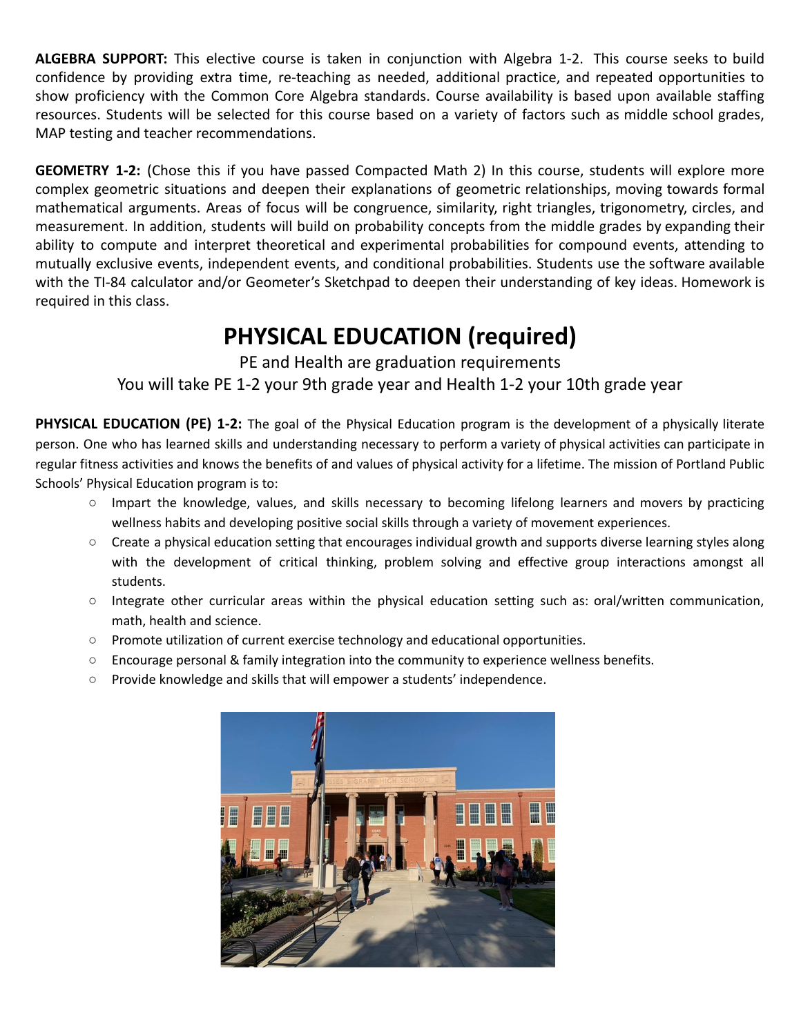**ALGEBRA SUPPORT:** This elective course is taken in conjunction with Algebra 1-2. This course seeks to build confidence by providing extra time, re-teaching as needed, additional practice, and repeated opportunities to show proficiency with the Common Core Algebra standards. Course availability is based upon available staffing resources. Students will be selected for this course based on a variety of factors such as middle school grades, MAP testing and teacher recommendations.

**GEOMETRY 1-2:** (Chose this if you have passed Compacted Math 2) In this course, students will explore more complex geometric situations and deepen their explanations of geometric relationships, moving towards formal mathematical arguments. Areas of focus will be congruence, similarity, right triangles, trigonometry, circles, and measurement. In addition, students will build on probability concepts from the middle grades by expanding their ability to compute and interpret theoretical and experimental probabilities for compound events, attending to mutually exclusive events, independent events, and conditional probabilities. Students use the software available with the TI-84 calculator and/or Geometer's Sketchpad to deepen their understanding of key ideas. Homework is required in this class.

# PHYSICAL EDUCATION (required)

PE and Health are graduation requirements

You will take PE 1-2 your 9th grade year and Health 1-2 your 10th grade year

**PHYSICAL EDUCATION (PE) 1-2:** The goal of the Physical Education program is the development of a physically literate person. One who has learned skills and understanding necessary to perform a variety of physical activities can participate in regular fitness activities and knows the benefits of and values of physical activity for a lifetime. The mission of Portland Public Schools' Physical Education program is to:

- Impart the knowledge, values, and skills necessary to becoming lifelong learners and movers by practicing wellness habits and developing positive social skills through a variety of movement experiences.
- Create a physical education setting that encourages individual growth and supports diverse learning styles along with the development of critical thinking, problem solving and effective group interactions amongst all students.
- Integrate other curricular areas within the physical education setting such as: oral/written communication, math, health and science.
- Promote utilization of current exercise technology and educational opportunities.
- Encourage personal & family integration into the community to experience wellness benefits.
- Provide knowledge and skills that will empower a students' independence.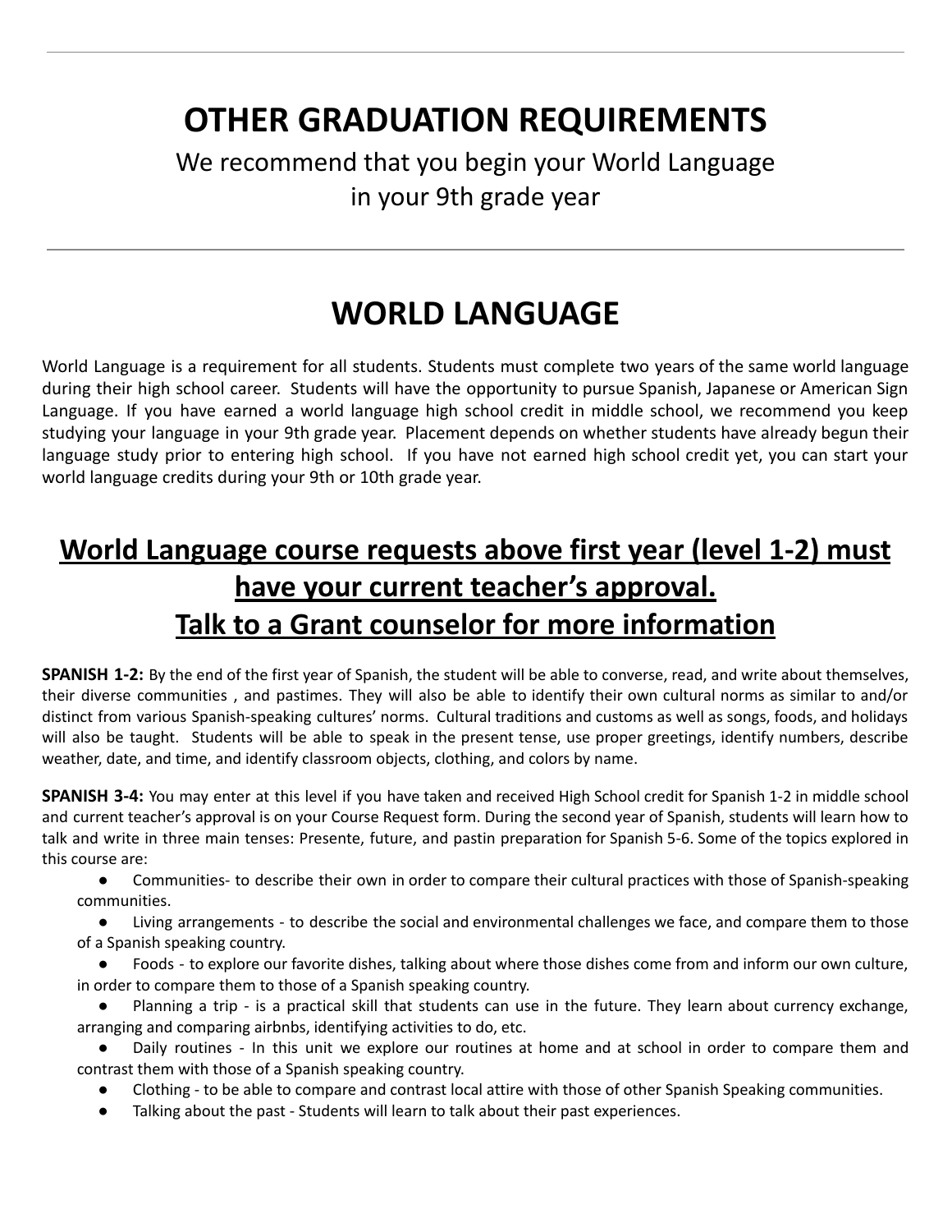# OTHER GRADUATION REQUIREMENTS

We recommend that you begin your World Language in your 9th grade year

---

# WORLD LANGUAGE

World Language is a requirement for all students. Students must complete two years of the same world language during their high school career. Students will have the opportunity to pursue Spanish, Japanese or American Sign Language. If you have earned a world language high school credit in middle school, we recommend you keep studying your language in your 9th grade year. Placement depends on whether students have already begun their language study prior to entering high school. If you have not earned high school credit yet, you can start your world language credits during your 9th or 10th grade year.

## World Language course requests above first year (level 1-2) must have your current teacher's approval. Talk to a Grant counselor for more information

**SPANISH 1-2:** By the end of the first year of Spanish, the student will be able to converse, read, and write about themselves, their diverse communities , and pastimes. They will also be able to identify their own cultural norms as similar to and/or distinct from various Spanish-speaking cultures' norms. Cultural traditions and customs as well as songs, foods, and holidays will also be taught. Students will be able to speak in the present tense, use proper greetings, identify numbers, describe weather, date, and time, and identify classroom objects, clothing, and colors by name.

**SPANISH 3-4:** You may enter at this level if you have taken and received High School credit for Spanish 1-2 in middle school and current teacher's approval is on your Course Request form. During the second year of Spanish, students will learn how to talk and write in three main tenses: Presente, future, and pastin preparation for Spanish 5-6. Some of the topics explored in this course are:

- Communities- to describe their own in order to compare their cultural practices with those of Spanish-speaking communities.
- Living arrangements - to describe the social and environmental challenges we face, and compare them to those of a Spanish speaking country.
- Foods - to explore our favorite dishes, talking about where those dishes come from and inform our own culture, in order to compare them to those of a Spanish speaking country.
- Planning a trip - is a practical skill that students can use in the future. They learn about currency exchange, arranging and comparing airbnbs, identifying activities to do, etc.
- Daily routines - In this unit we explore our routines at home and at school in order to compare them and contrast them with those of a Spanish speaking country.
- Clothing - to be able to compare and contrast local attire with those of other Spanish Speaking communities.
- Talking about the past - Students will learn to talk about their past experiences.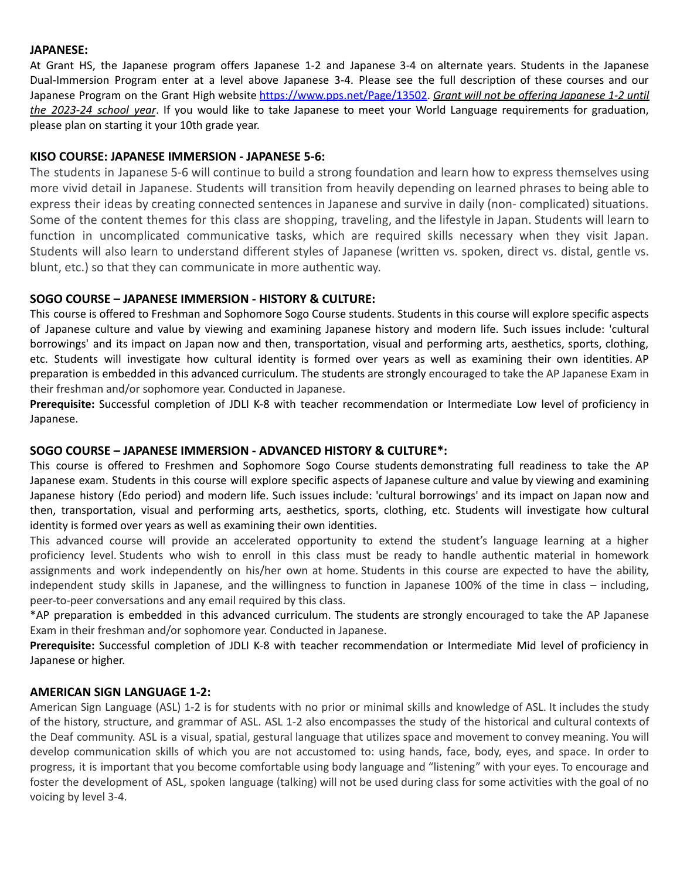**JAPANESE:**

At Grant HS, the Japanese program offers Japanese 1-2 and Japanese 3-4 on alternate years. Students in the Japanese Dual-Immersion Program enter at a level above Japanese 3-4. Please see the full description of these courses and our Japanese Program on the Grant High website https://www.pps.net/Page/13502. *Grant will not be offering Japanese 1-2 until the 2023-24 school year*. If you would like to take Japanese to meet your World Language requirements for graduation, please plan on starting it your 10th grade year.

**KISO COURSE: JAPANESE IMMERSION - JAPANESE 5-6:**

The students in Japanese 5-6 will continue to build a strong foundation and learn how to express themselves using more vivid detail in Japanese. Students will transition from heavily depending on learned phrases to being able to express their ideas by creating connected sentences in Japanese and survive in daily (non- complicated) situations. Some of the content themes for this class are shopping, traveling, and the lifestyle in Japan. Students will learn to function in uncomplicated communicative tasks, which are required skills necessary when they visit Japan. Students will also learn to understand different styles of Japanese (written vs. spoken, direct vs. distal, gentle vs. blunt, etc.) so that they can communicate in more authentic way.

**SOGO COURSE – JAPANESE IMMERSION - HISTORY & CULTURE:**

This course is offered to Freshman and Sophomore Sogo Course students. Students in this course will explore specific aspects of Japanese culture and value by viewing and examining Japanese history and modern life. Such issues include: 'cultural borrowings' and its impact on Japan now and then, transportation, visual and performing arts, aesthetics, sports, clothing, etc. Students will investigate how cultural identity is formed over years as well as examining their own identities. AP preparation is embedded in this advanced curriculum. The students are strongly encouraged to take the AP Japanese Exam in their freshman and/or sophomore year. Conducted in Japanese.

**Prerequisite:** Successful completion of JDLI K-8 with teacher recommendation or Intermediate Low level of proficiency in Japanese.

**SOGO COURSE – JAPANESE IMMERSION - ADVANCED HISTORY & CULTURE*:**

This course is offered to Freshmen and Sophomore Sogo Course students demonstrating full readiness to take the AP Japanese exam. Students in this course will explore specific aspects of Japanese culture and value by viewing and examining Japanese history (Edo period) and modern life. Such issues include: 'cultural borrowings' and its impact on Japan now and then, transportation, visual and performing arts, aesthetics, sports, clothing, etc. Students will investigate how cultural identity is formed over years as well as examining their own identities.

This advanced course will provide an accelerated opportunity to extend the student's language learning at a higher proficiency level. Students who wish to enroll in this class must be ready to handle authentic material in homework assignments and work independently on his/her own at home. Students in this course are expected to have the ability, independent study skills in Japanese, and the willingness to function in Japanese 100% of the time in class – including, peer-to-peer conversations and any email required by this class.

*AP preparation is embedded in this advanced curriculum. The students are strongly encouraged to take the AP Japanese Exam in their freshman and/or sophomore year. Conducted in Japanese.

**Prerequisite:** Successful completion of JDLI K-8 with teacher recommendation or Intermediate Mid level of proficiency in Japanese or higher.

**AMERICAN SIGN LANGUAGE 1-2:**

American Sign Language (ASL) 1-2 is for students with no prior or minimal skills and knowledge of ASL. It includes the study of the history, structure, and grammar of ASL. ASL 1-2 also encompasses the study of the historical and cultural contexts of the Deaf community. ASL is a visual, spatial, gestural language that utilizes space and movement to convey meaning. You will develop communication skills of which you are not accustomed to: using hands, face, body, eyes, and space. In order to progress, it is important that you become comfortable using body language and "listening" with your eyes. To encourage and foster the development of ASL, spoken language (talking) will not be used during class for some activities with the goal of no voicing by level 3-4.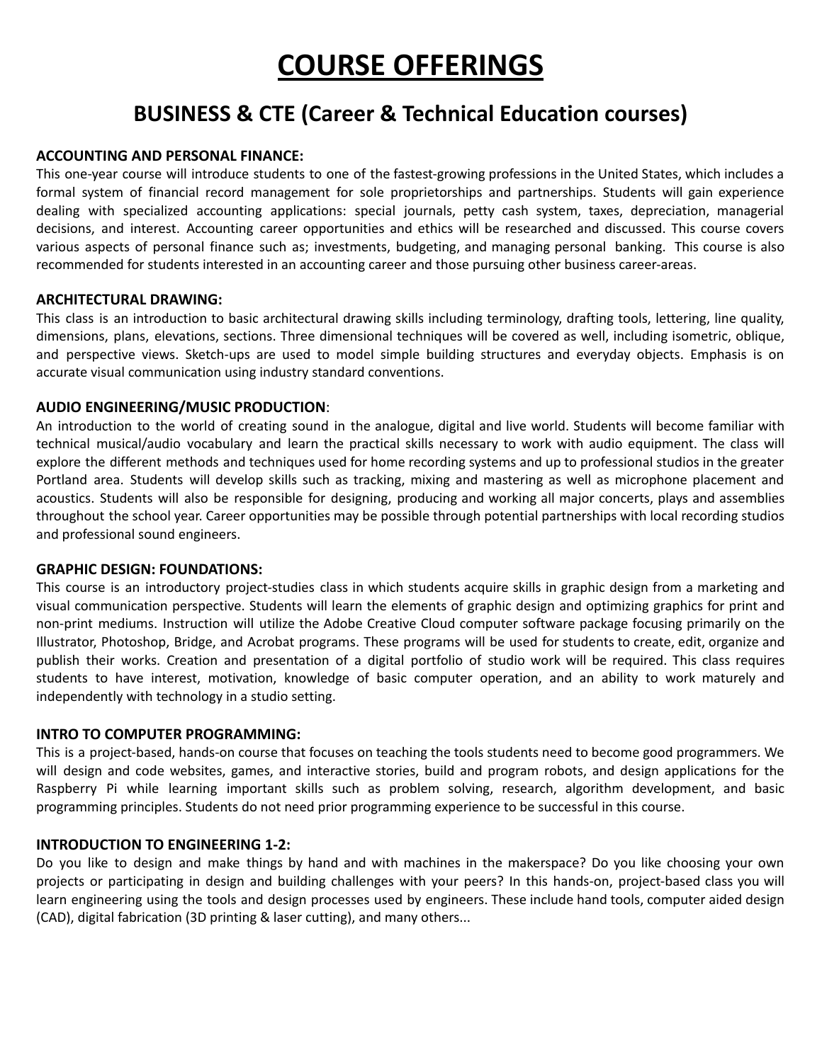# COURSE OFFERINGS

## BUSINESS & CTE (Career & Technical Education courses)

**ACCOUNTING AND PERSONAL FINANCE:**
This one-year course will introduce students to one of the fastest-growing professions in the United States, which includes a formal system of financial record management for sole proprietorships and partnerships. Students will gain experience dealing with specialized accounting applications: special journals, petty cash system, taxes, depreciation, managerial decisions, and interest. Accounting career opportunities and ethics will be researched and discussed. This course covers various aspects of personal finance such as; investments, budgeting, and managing personal banking. This course is also recommended for students interested in an accounting career and those pursuing other business career-areas.

**ARCHITECTURAL DRAWING:**
This class is an introduction to basic architectural drawing skills including terminology, drafting tools, lettering, line quality, dimensions, plans, elevations, sections. Three dimensional techniques will be covered as well, including isometric, oblique, and perspective views. Sketch-ups are used to model simple building structures and everyday objects. Emphasis is on accurate visual communication using industry standard conventions.

**AUDIO ENGINEERING/MUSIC PRODUCTION**:
An introduction to the world of creating sound in the analogue, digital and live world. Students will become familiar with technical musical/audio vocabulary and learn the practical skills necessary to work with audio equipment. The class will explore the different methods and techniques used for home recording systems and up to professional studios in the greater Portland area. Students will develop skills such as tracking, mixing and mastering as well as microphone placement and acoustics. Students will also be responsible for designing, producing and working all major concerts, plays and assemblies throughout the school year. Career opportunities may be possible through potential partnerships with local recording studios and professional sound engineers.

**GRAPHIC DESIGN: FOUNDATIONS:**
This course is an introductory project-studies class in which students acquire skills in graphic design from a marketing and visual communication perspective. Students will learn the elements of graphic design and optimizing graphics for print and non-print mediums. Instruction will utilize the Adobe Creative Cloud computer software package focusing primarily on the Illustrator, Photoshop, Bridge, and Acrobat programs. These programs will be used for students to create, edit, organize and publish their works. Creation and presentation of a digital portfolio of studio work will be required. This class requires students to have interest, motivation, knowledge of basic computer operation, and an ability to work maturely and independently with technology in a studio setting.

**INTRO TO COMPUTER PROGRAMMING:**
This is a project-based, hands-on course that focuses on teaching the tools students need to become good programmers. We will design and code websites, games, and interactive stories, build and program robots, and design applications for the Raspberry Pi while learning important skills such as problem solving, research, algorithm development, and basic programming principles. Students do not need prior programming experience to be successful in this course.

**INTRODUCTION TO ENGINEERING 1-2:**
Do you like to design and make things by hand and with machines in the makerspace? Do you like choosing your own projects or participating in design and building challenges with your peers? In this hands-on, project-based class you will learn engineering using the tools and design processes used by engineers. These include hand tools, computer aided design (CAD), digital fabrication (3D printing & laser cutting), and many others...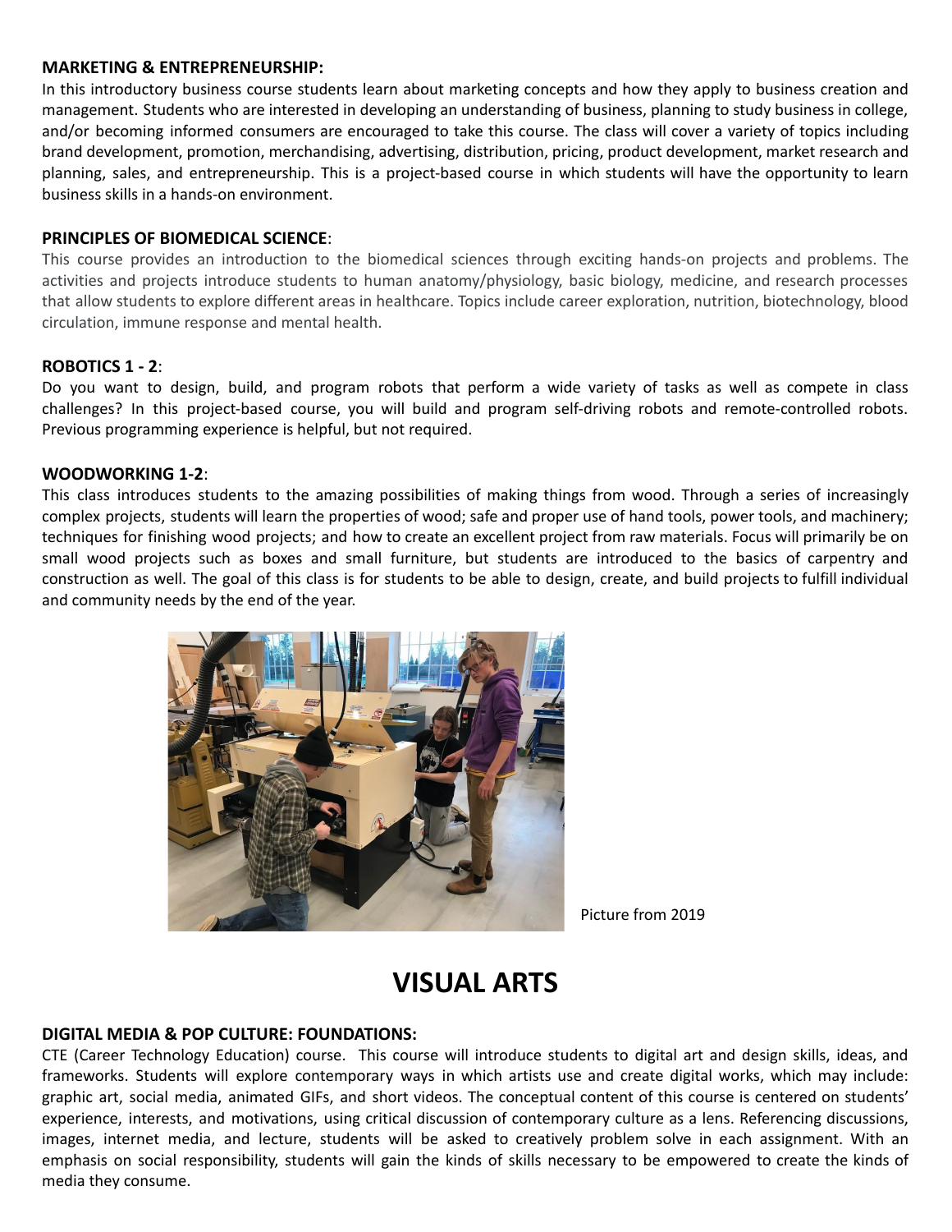**MARKETING & ENTREPRENEURSHIP:**
In this introductory business course students learn about marketing concepts and how they apply to business creation and management. Students who are interested in developing an understanding of business, planning to study business in college, and/or becoming informed consumers are encouraged to take this course. The class will cover a variety of topics including brand development, promotion, merchandising, advertising, distribution, pricing, product development, market research and planning, sales, and entrepreneurship. This is a project-based course in which students will have the opportunity to learn business skills in a hands-on environment.

**PRINCIPLES OF BIOMEDICAL SCIENCE**:
This course provides an introduction to the biomedical sciences through exciting hands-on projects and problems. The activities and projects introduce students to human anatomy/physiology, basic biology, medicine, and research processes that allow students to explore different areas in healthcare. Topics include career exploration, nutrition, biotechnology, blood circulation, immune response and mental health.

**ROBOTICS 1 - 2**:
Do you want to design, build, and program robots that perform a wide variety of tasks as well as compete in class challenges? In this project-based course, you will build and program self-driving robots and remote-controlled robots. Previous programming experience is helpful, but not required.

**WOODWORKING 1-2**:
This class introduces students to the amazing possibilities of making things from wood. Through a series of increasingly complex projects, students will learn the properties of wood; safe and proper use of hand tools, power tools, and machinery; techniques for finishing wood projects; and how to create an excellent project from raw materials. Focus will primarily be on small wood projects such as boxes and small furniture, but students are introduced to the basics of carpentry and construction as well. The goal of this class is for students to be able to design, create, and build projects to fulfill individual and community needs by the end of the year.

Picture from 2019

# VISUAL ARTS

**DIGITAL MEDIA & POP CULTURE: FOUNDATIONS:**
CTE (Career Technology Education) course. This course will introduce students to digital art and design skills, ideas, and frameworks. Students will explore contemporary ways in which artists use and create digital works, which may include: graphic art, social media, animated GIFs, and short videos. The conceptual content of this course is centered on students' experience, interests, and motivations, using critical discussion of contemporary culture as a lens. Referencing discussions, images, internet media, and lecture, students will be asked to creatively problem solve in each assignment. With an emphasis on social responsibility, students will gain the kinds of skills necessary to be empowered to create the kinds of media they consume.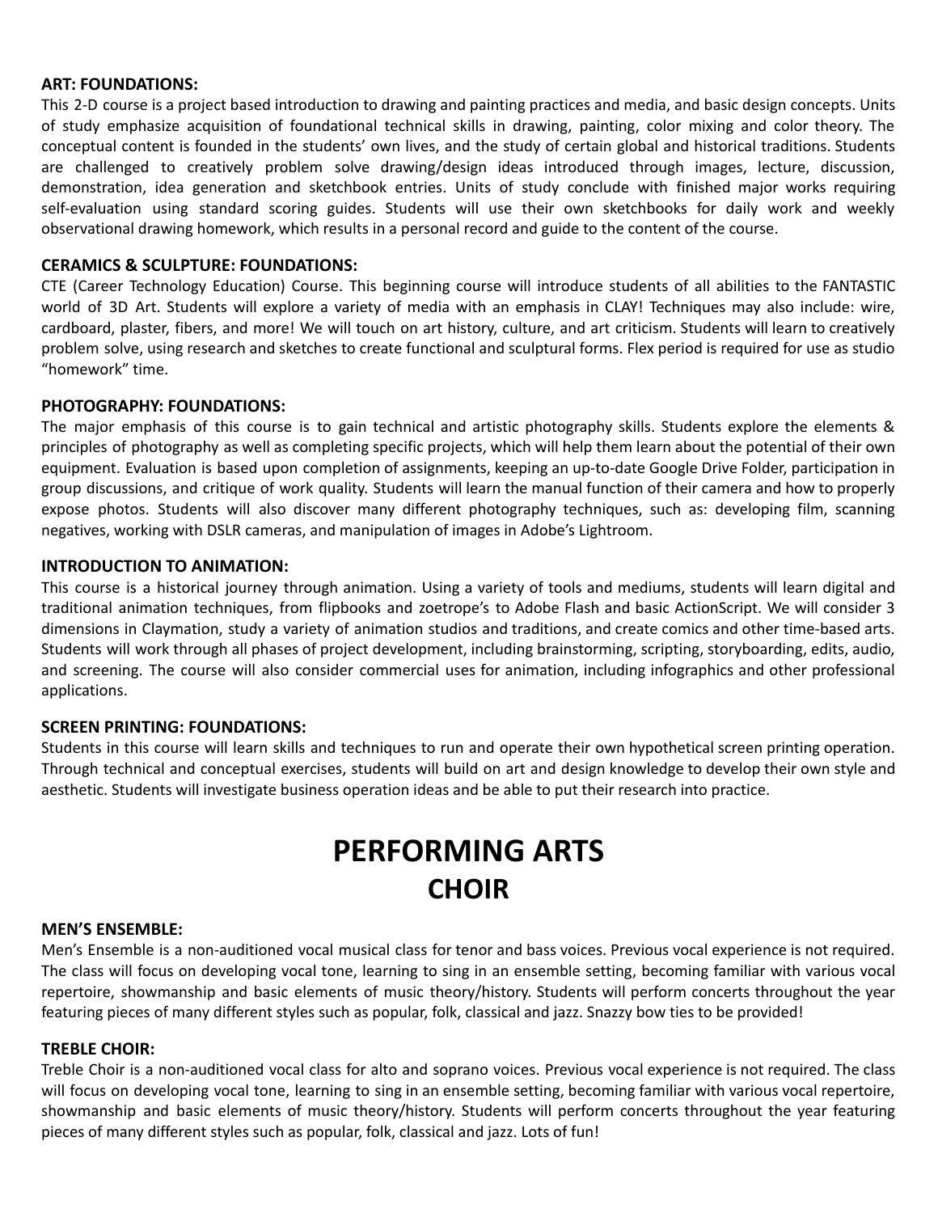**ART: FOUNDATIONS:**
This 2-D course is a project based introduction to drawing and painting practices and media, and basic design concepts. Units of study emphasize acquisition of foundational technical skills in drawing, painting, color mixing and color theory. The conceptual content is founded in the students' own lives, and the study of certain global and historical traditions. Students are challenged to creatively problem solve drawing/design ideas introduced through images, lecture, discussion, demonstration, idea generation and sketchbook entries. Units of study conclude with finished major works requiring self-evaluation using standard scoring guides. Students will use their own sketchbooks for daily work and weekly observational drawing homework, which results in a personal record and guide to the content of the course.

**CERAMICS & SCULPTURE: FOUNDATIONS:**
CTE (Career Technology Education) Course. This beginning course will introduce students of all abilities to the FANTASTIC world of 3D Art. Students will explore a variety of media with an emphasis in CLAY! Techniques may also include: wire, cardboard, plaster, fibers, and more! We will touch on art history, culture, and art criticism. Students will learn to creatively problem solve, using research and sketches to create functional and sculptural forms. Flex period is required for use as studio "homework" time.

**PHOTOGRAPHY: FOUNDATIONS:**
The major emphasis of this course is to gain technical and artistic photography skills. Students explore the elements & principles of photography as well as completing specific projects, which will help them learn about the potential of their own equipment. Evaluation is based upon completion of assignments, keeping an up-to-date Google Drive Folder, participation in group discussions, and critique of work quality. Students will learn the manual function of their camera and how to properly expose photos. Students will also discover many different photography techniques, such as: developing film, scanning negatives, working with DSLR cameras, and manipulation of images in Adobe's Lightroom.

**INTRODUCTION TO ANIMATION:**
This course is a historical journey through animation. Using a variety of tools and mediums, students will learn digital and traditional animation techniques, from flipbooks and zoetrope's to Adobe Flash and basic ActionScript. We will consider 3 dimensions in Claymation, study a variety of animation studios and traditions, and create comics and other time-based arts. Students will work through all phases of project development, including brainstorming, scripting, storyboarding, edits, audio, and screening. The course will also consider commercial uses for animation, including infographics and other professional applications.

**SCREEN PRINTING: FOUNDATIONS:**
Students in this course will learn skills and techniques to run and operate their own hypothetical screen printing operation. Through technical and conceptual exercises, students will build on art and design knowledge to develop their own style and aesthetic. Students will investigate business operation ideas and be able to put their research into practice.

# PERFORMING ARTS

## CHOIR

**MEN'S ENSEMBLE:**
Men's Ensemble is a non-auditioned vocal musical class for tenor and bass voices. Previous vocal experience is not required. The class will focus on developing vocal tone, learning to sing in an ensemble setting, becoming familiar with various vocal repertoire, showmanship and basic elements of music theory/history. Students will perform concerts throughout the year featuring pieces of many different styles such as popular, folk, classical and jazz. Snazzy bow ties to be provided!

**TREBLE CHOIR:**
Treble Choir is a non-auditioned vocal class for alto and soprano voices. Previous vocal experience is not required. The class will focus on developing vocal tone, learning to sing in an ensemble setting, becoming familiar with various vocal repertoire, showmanship and basic elements of music theory/history. Students will perform concerts throughout the year featuring pieces of many different styles such as popular, folk, classical and jazz. Lots of fun!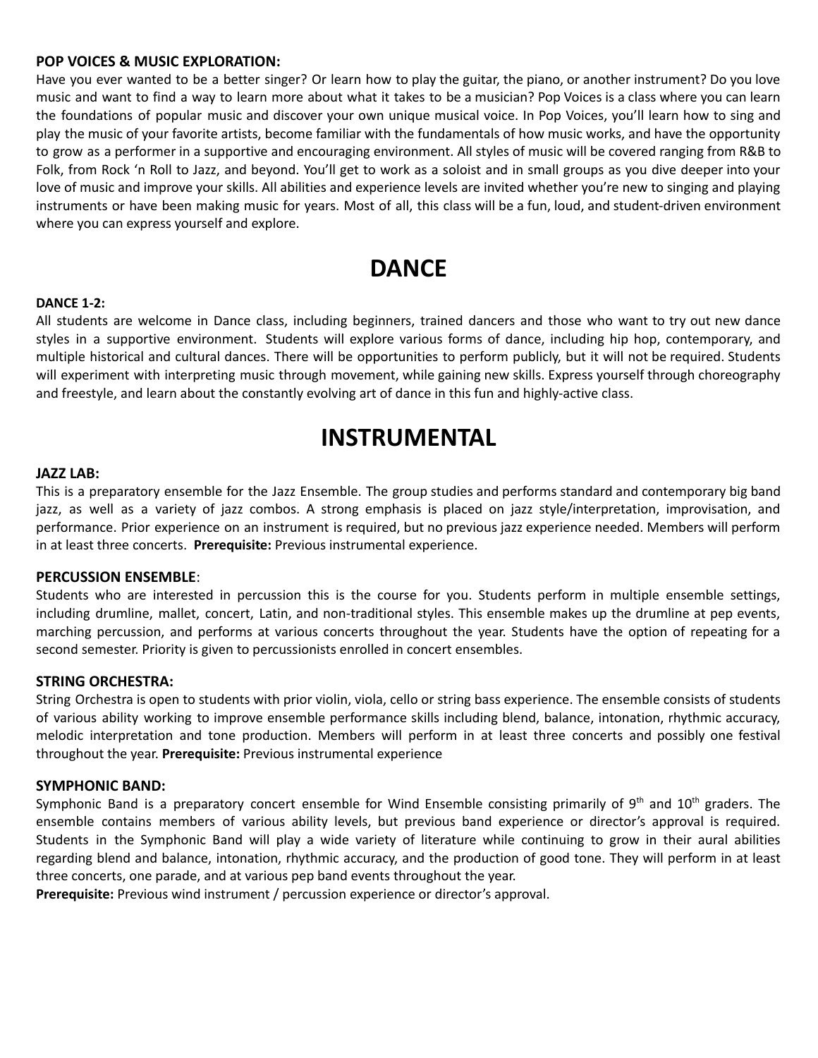**POP VOICES & MUSIC EXPLORATION:**
Have you ever wanted to be a better singer? Or learn how to play the guitar, the piano, or another instrument? Do you love music and want to find a way to learn more about what it takes to be a musician? Pop Voices is a class where you can learn the foundations of popular music and discover your own unique musical voice. In Pop Voices, you'll learn how to sing and play the music of your favorite artists, become familiar with the fundamentals of how music works, and have the opportunity to grow as a performer in a supportive and encouraging environment. All styles of music will be covered ranging from R&B to Folk, from Rock 'n Roll to Jazz, and beyond. You'll get to work as a soloist and in small groups as you dive deeper into your love of music and improve your skills. All abilities and experience levels are invited whether you're new to singing and playing instruments or have been making music for years. Most of all, this class will be a fun, loud, and student-driven environment where you can express yourself and explore.

# DANCE

**DANCE 1-2:**
All students are welcome in Dance class, including beginners, trained dancers and those who want to try out new dance styles in a supportive environment. Students will explore various forms of dance, including hip hop, contemporary, and multiple historical and cultural dances. There will be opportunities to perform publicly, but it will not be required. Students will experiment with interpreting music through movement, while gaining new skills. Express yourself through choreography and freestyle, and learn about the constantly evolving art of dance in this fun and highly-active class.

# INSTRUMENTAL

**JAZZ LAB:**
This is a preparatory ensemble for the Jazz Ensemble. The group studies and performs standard and contemporary big band jazz, as well as a variety of jazz combos. A strong emphasis is placed on jazz style/interpretation, improvisation, and performance. Prior experience on an instrument is required, but no previous jazz experience needed. Members will perform in at least three concerts. **Prerequisite:** Previous instrumental experience.

**PERCUSSION ENSEMBLE**:
Students who are interested in percussion this is the course for you. Students perform in multiple ensemble settings, including drumline, mallet, concert, Latin, and non-traditional styles. This ensemble makes up the drumline at pep events, marching percussion, and performs at various concerts throughout the year. Students have the option of repeating for a second semester. Priority is given to percussionists enrolled in concert ensembles.

**STRING ORCHESTRA:**
String Orchestra is open to students with prior violin, viola, cello or string bass experience. The ensemble consists of students of various ability working to improve ensemble performance skills including blend, balance, intonation, rhythmic accuracy, melodic interpretation and tone production. Members will perform in at least three concerts and possibly one festival throughout the year. **Prerequisite:** Previous instrumental experience

**SYMPHONIC BAND:**
Symphonic Band is a preparatory concert ensemble for Wind Ensemble consisting primarily of 9th and 10th graders. The ensemble contains members of various ability levels, but previous band experience or director's approval is required. Students in the Symphonic Band will play a wide variety of literature while continuing to grow in their aural abilities regarding blend and balance, intonation, rhythmic accuracy, and the production of good tone. They will perform in at least three concerts, one parade, and at various pep band events throughout the year.
**Prerequisite:** Previous wind instrument / percussion experience or director's approval.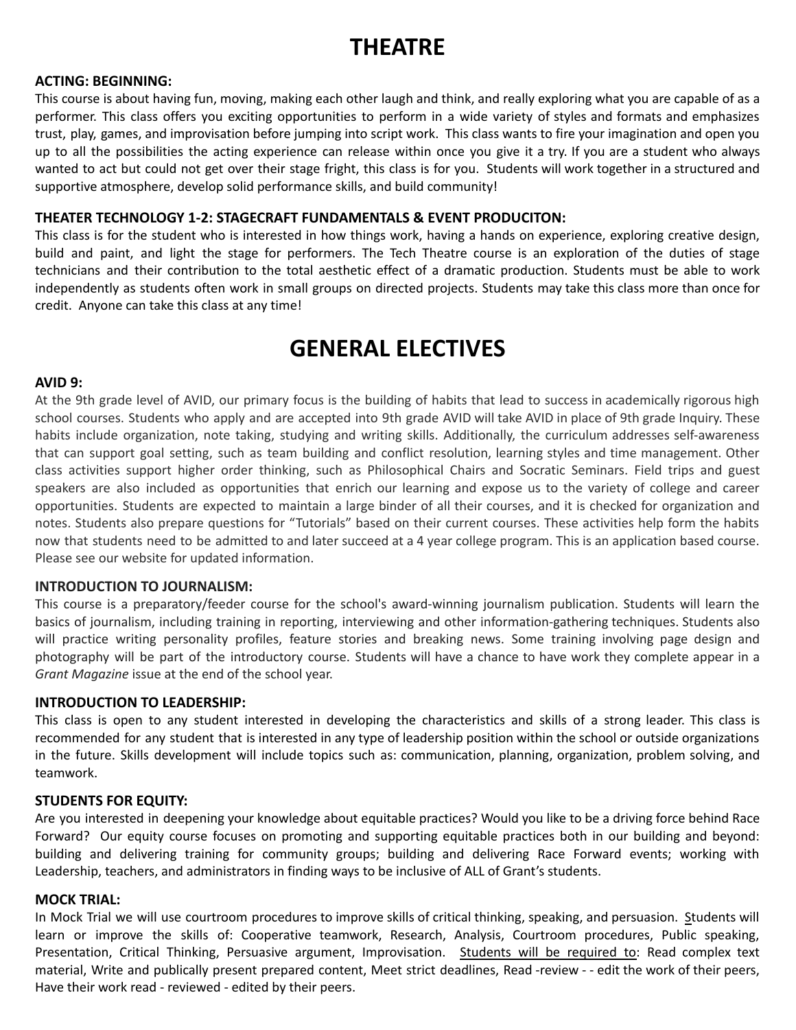# THEATRE

**ACTING: BEGINNING:**

This course is about having fun, moving, making each other laugh and think, and really exploring what you are capable of as a performer. This class offers you exciting opportunities to perform in a wide variety of styles and formats and emphasizes trust, play, games, and improvisation before jumping into script work. This class wants to fire your imagination and open you up to all the possibilities the acting experience can release within once you give it a try. If you are a student who always wanted to act but could not get over their stage fright, this class is for you. Students will work together in a structured and supportive atmosphere, develop solid performance skills, and build community!

**THEATER TECHNOLOGY 1-2: STAGECRAFT FUNDAMENTALS & EVENT PRODUCITON:**

This class is for the student who is interested in how things work, having a hands on experience, exploring creative design, build and paint, and light the stage for performers. The Tech Theatre course is an exploration of the duties of stage technicians and their contribution to the total aesthetic effect of a dramatic production. Students must be able to work independently as students often work in small groups on directed projects. Students may take this class more than once for credit. Anyone can take this class at any time!

# GENERAL ELECTIVES

**AVID 9:**

At the 9th grade level of AVID, our primary focus is the building of habits that lead to success in academically rigorous high school courses. Students who apply and are accepted into 9th grade AVID will take AVID in place of 9th grade Inquiry. These habits include organization, note taking, studying and writing skills. Additionally, the curriculum addresses self-awareness that can support goal setting, such as team building and conflict resolution, learning styles and time management. Other class activities support higher order thinking, such as Philosophical Chairs and Socratic Seminars. Field trips and guest speakers are also included as opportunities that enrich our learning and expose us to the variety of college and career opportunities. Students are expected to maintain a large binder of all their courses, and it is checked for organization and notes. Students also prepare questions for "Tutorials" based on their current courses. These activities help form the habits now that students need to be admitted to and later succeed at a 4 year college program. This is an application based course. Please see our website for updated information.

**INTRODUCTION TO JOURNALISM:**

This course is a preparatory/feeder course for the school's award-winning journalism publication. Students will learn the basics of journalism, including training in reporting, interviewing and other information-gathering techniques. Students also will practice writing personality profiles, feature stories and breaking news. Some training involving page design and photography will be part of the introductory course. Students will have a chance to have work they complete appear in a *Grant Magazine* issue at the end of the school year.

**INTRODUCTION TO LEADERSHIP:**

This class is open to any student interested in developing the characteristics and skills of a strong leader. This class is recommended for any student that is interested in any type of leadership position within the school or outside organizations in the future. Skills development will include topics such as: communication, planning, organization, problem solving, and teamwork.

**STUDENTS FOR EQUITY:**

Are you interested in deepening your knowledge about equitable practices? Would you like to be a driving force behind Race Forward? Our equity course focuses on promoting and supporting equitable practices both in our building and beyond: building and delivering training for community groups; building and delivering Race Forward events; working with Leadership, teachers, and administrators in finding ways to be inclusive of ALL of Grant's students.

**MOCK TRIAL:**

In Mock Trial we will use courtroom procedures to improve skills of critical thinking, speaking, and persuasion. Students will learn or improve the skills of: Cooperative teamwork, Research, Analysis, Courtroom procedures, Public speaking, Presentation, Critical Thinking, Persuasive argument, Improvisation. <u>Students will be required to</u>: Read complex text material, Write and publically present prepared content, Meet strict deadlines, Read -review - - edit the work of their peers, Have their work read - reviewed - edited by their peers.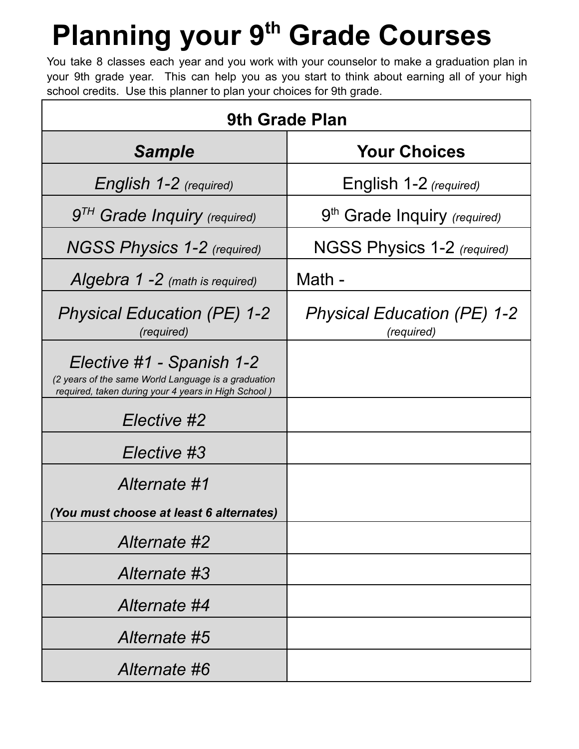# Planning your 9th Grade Courses

You take 8 classes each year and you work with your counselor to make a graduation plan in your 9th grade year. This can help you as you start to think about earning all of your high school credits. Use this planner to plan your choices for 9th grade.

| 9th Grade Plan | |
|---|---|
| ***Sample*** | **Your Choices** |
| *English 1-2 (required)* | English 1-2 *(required)* |
| *9TH Grade Inquiry (required)* | 9th Grade Inquiry *(required)* |
| *NGSS Physics 1-2 (required)* | NGSS Physics 1-2 *(required)* |
| *Algebra 1 -2 (math is required)* | Math - |
| *Physical Education (PE) 1-2 (required)* | *Physical Education (PE) 1-2 (required)* |
| *Elective #1 - Spanish 1-2 (2 years of the same World Language is a graduation required, taken during your 4 years in High School )* | |
| *Elective #2* | |
| *Elective #3* | |
| *Alternate #1* ***(You must choose at least 6 alternates)*** | |
| *Alternate #2* | |
| *Alternate #3* | |
| *Alternate #4* | |
| *Alternate #5* | |
| *Alternate #6* | |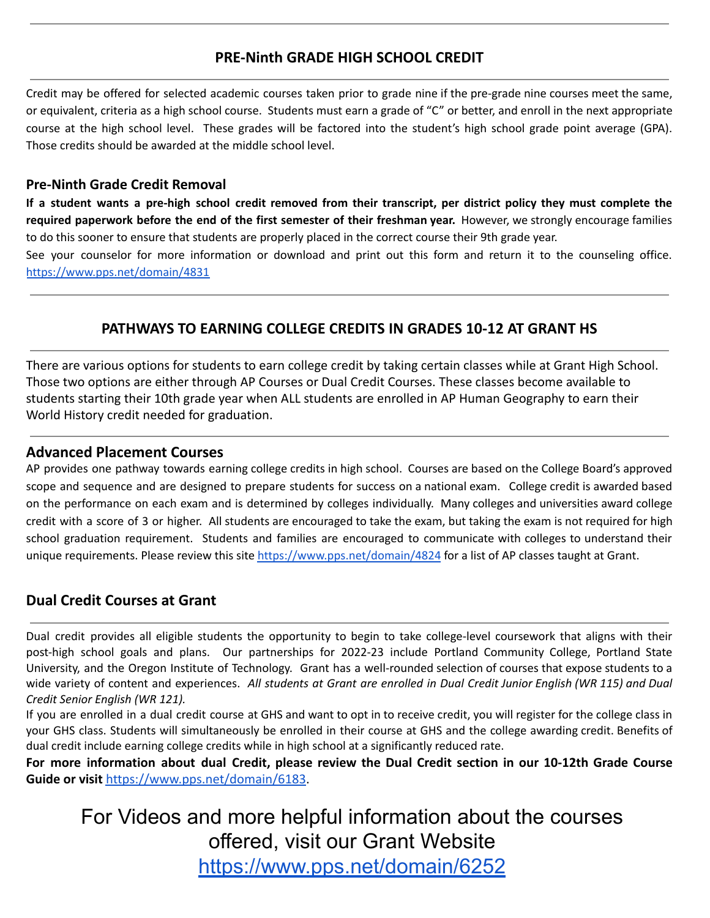## PRE-Ninth GRADE HIGH SCHOOL CREDIT

Credit may be offered for selected academic courses taken prior to grade nine if the pre-grade nine courses meet the same, or equivalent, criteria as a high school course. Students must earn a grade of "C" or better, and enroll in the next appropriate course at the high school level. These grades will be factored into the student's high school grade point average (GPA). Those credits should be awarded at the middle school level.

### Pre-Ninth Grade Credit Removal

**If a student wants a pre-high school credit removed from their transcript, per district policy they must complete the required paperwork before the end of the first semester of their freshman year.** However, we strongly encourage families to do this sooner to ensure that students are properly placed in the correct course their 9th grade year.

See your counselor for more information or download and print out this form and return it to the counseling office. https://www.pps.net/domain/4831

## PATHWAYS TO EARNING COLLEGE CREDITS IN GRADES 10-12 AT GRANT HS

There are various options for students to earn college credit by taking certain classes while at Grant High School. Those two options are either through AP Courses or Dual Credit Courses. These classes become available to students starting their 10th grade year when ALL students are enrolled in AP Human Geography to earn their World History credit needed for graduation.

### Advanced Placement Courses

AP provides one pathway towards earning college credits in high school. Courses are based on the College Board's approved scope and sequence and are designed to prepare students for success on a national exam. College credit is awarded based on the performance on each exam and is determined by colleges individually. Many colleges and universities award college credit with a score of 3 or higher. All students are encouraged to take the exam, but taking the exam is not required for high school graduation requirement. Students and families are encouraged to communicate with colleges to understand their unique requirements. Please review this site https://www.pps.net/domain/4824 for a list of AP classes taught at Grant.

### Dual Credit Courses at Grant

Dual credit provides all eligible students the opportunity to begin to take college-level coursework that aligns with their post-high school goals and plans. Our partnerships for 2022-23 include Portland Community College, Portland State University, and the Oregon Institute of Technology. Grant has a well-rounded selection of courses that expose students to a wide variety of content and experiences. *All students at Grant are enrolled in Dual Credit Junior English (WR 115) and Dual Credit Senior English (WR 121).*

If you are enrolled in a dual credit course at GHS and want to opt in to receive credit, you will register for the college class in your GHS class. Students will simultaneously be enrolled in their course at GHS and the college awarding credit. Benefits of dual credit include earning college credits while in high school at a significantly reduced rate.

**For more information about dual Credit, please review the Dual Credit section in our 10-12th Grade Course Guide or visit** https://www.pps.net/domain/6183.

For Videos and more helpful information about the courses offered, visit our Grant Website https://www.pps.net/domain/6252